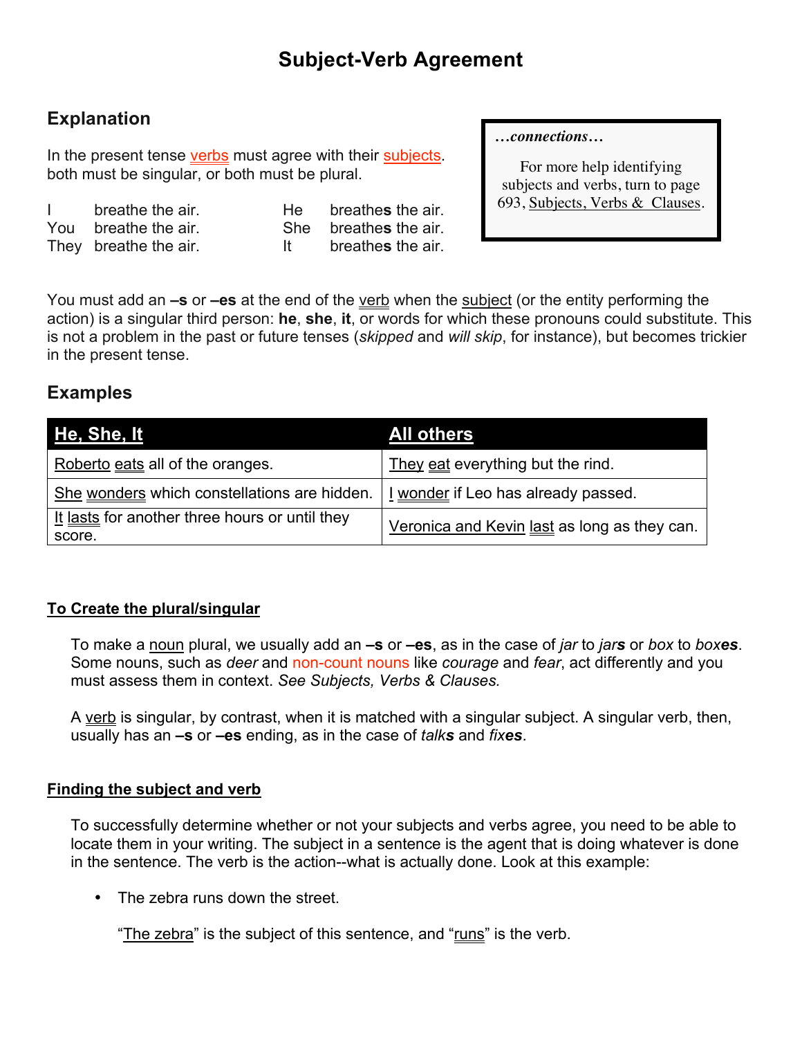# Subject-Verb Agreement

## Explanation

In the present tense verbs must agree with their subjects. both must be singular, or both must be plural.

|  |  |  |  |
|---|---|---|---|
| I | breathe the air. | He | breathe**s** the air. |
| You | breathe the air. | She | breathe**s** the air. |
| They | breathe the air. | It | breathe**s** the air. |

> ***…connections…***
>
> For more help identifying subjects and verbs, turn to page 693, Subjects, Verbs & Clauses.

You must add an **–s** or **–es** at the end of the verb when the subject (or the entity performing the action) is a singular third person: **he**, **she**, **it**, or words for which these pronouns could substitute. This is not a problem in the past or future tenses (*skipped* and *will skip*, for instance), but becomes trickier in the present tense.

## Examples

| He, She, It | All others |
|---|---|
| Roberto eats all of the oranges. | They eat everything but the rind. |
| She wonders which constellations are hidden. | I wonder if Leo has already passed. |
| It lasts for another three hours or until they score. | Veronica and Kevin last as long as they can. |

### To Create the plural/singular

To make a noun plural, we usually add an **–s** or **–es**, as in the case of *jar* to *jar**s*** or *box* to *box**es***. Some nouns, such as *deer* and non-count nouns like *courage* and *fear*, act differently and you must assess them in context. *See Subjects, Verbs & Clauses.*

A verb is singular, by contrast, when it is matched with a singular subject. A singular verb, then, usually has an **–s** or **–es** ending, as in the case of *talk**s*** and *fix**es***.

### Finding the subject and verb

To successfully determine whether or not your subjects and verbs agree, you need to be able to locate them in your writing. The subject in a sentence is the agent that is doing whatever is done in the sentence. The verb is the action--what is actually done. Look at this example:

- The zebra runs down the street.

  "The zebra" is the subject of this sentence, and "runs" is the verb.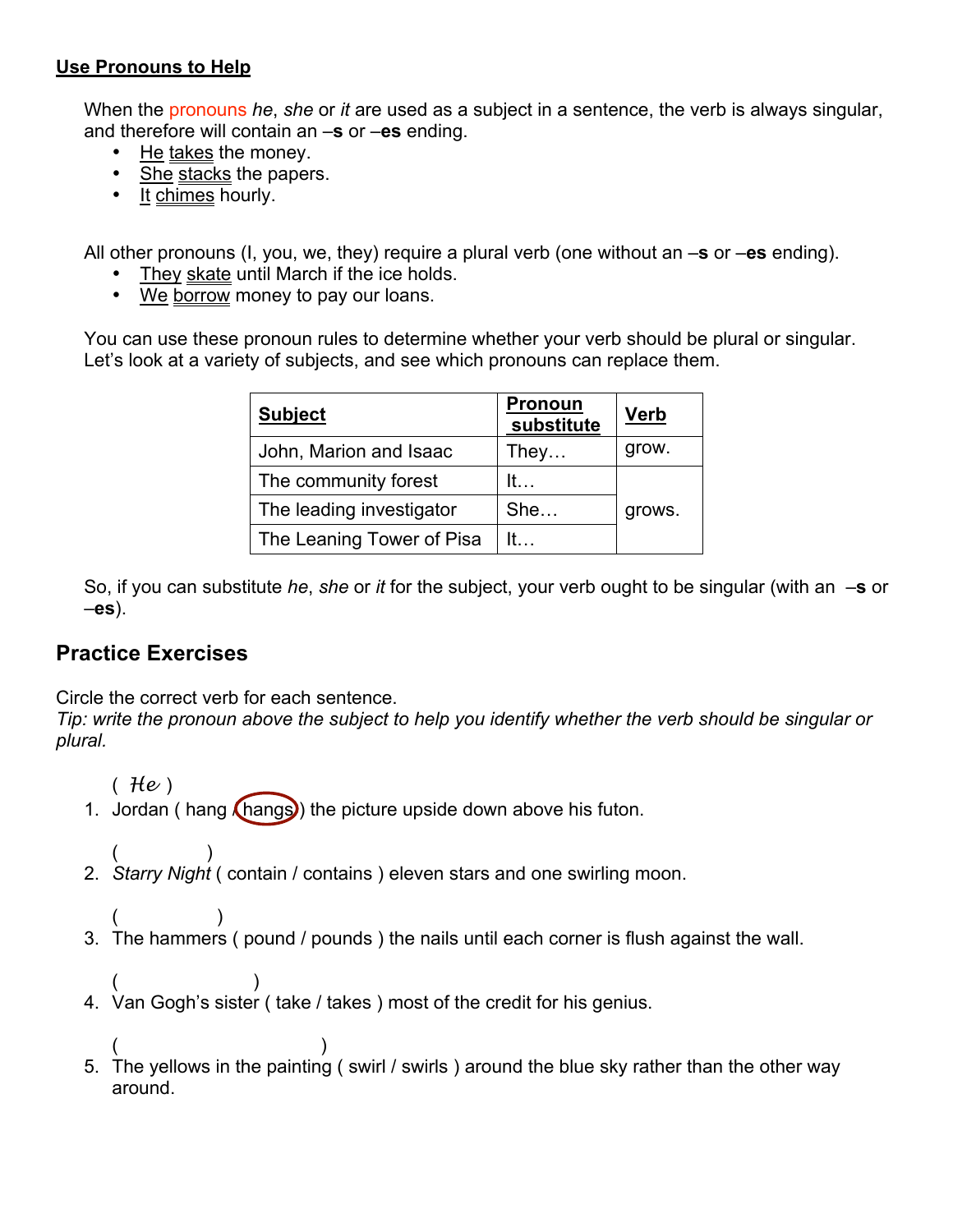### Use Pronouns to Help

When the pronouns *he*, *she* or *it* are used as a subject in a sentence, the verb is always singular, and therefore will contain an –**s** or –**es** ending.

- He takes the money.
- She stacks the papers.
- It chimes hourly.

All other pronouns (I, you, we, they) require a plural verb (one without an –**s** or –**es** ending).

- They skate until March if the ice holds.
- We borrow money to pay our loans.

You can use these pronoun rules to determine whether your verb should be plural or singular. Let's look at a variety of subjects, and see which pronouns can replace them.

| **Subject** | **Pronoun substitute** | **Verb** |
|---|---|---|
| John, Marion and Isaac | They… | grow. |
| The community forest | It… | grows. |
| The leading investigator | She… | |
| The Leaning Tower of Pisa | It… | |

So, if you can substitute *he*, *she* or *it* for the subject, your verb ought to be singular (with an –**s** or –**es**).

## Practice Exercises

Circle the correct verb for each sentence.
*Tip: write the pronoun above the subject to help you identify whether the verb should be singular or plural.*

1. ( *He* )
   Jordan ( hang / hangs ) the picture upside down above his futon.
2. (          )
   *Starry Night* ( contain / contains ) eleven stars and one swirling moon.
3. (          )
   The hammers ( pound / pounds ) the nails until each corner is flush against the wall.
4. (          )
   Van Gogh's sister ( take / takes ) most of the credit for his genius.
5. (          )
   The yellows in the painting ( swirl / swirls ) around the blue sky rather than the other way around.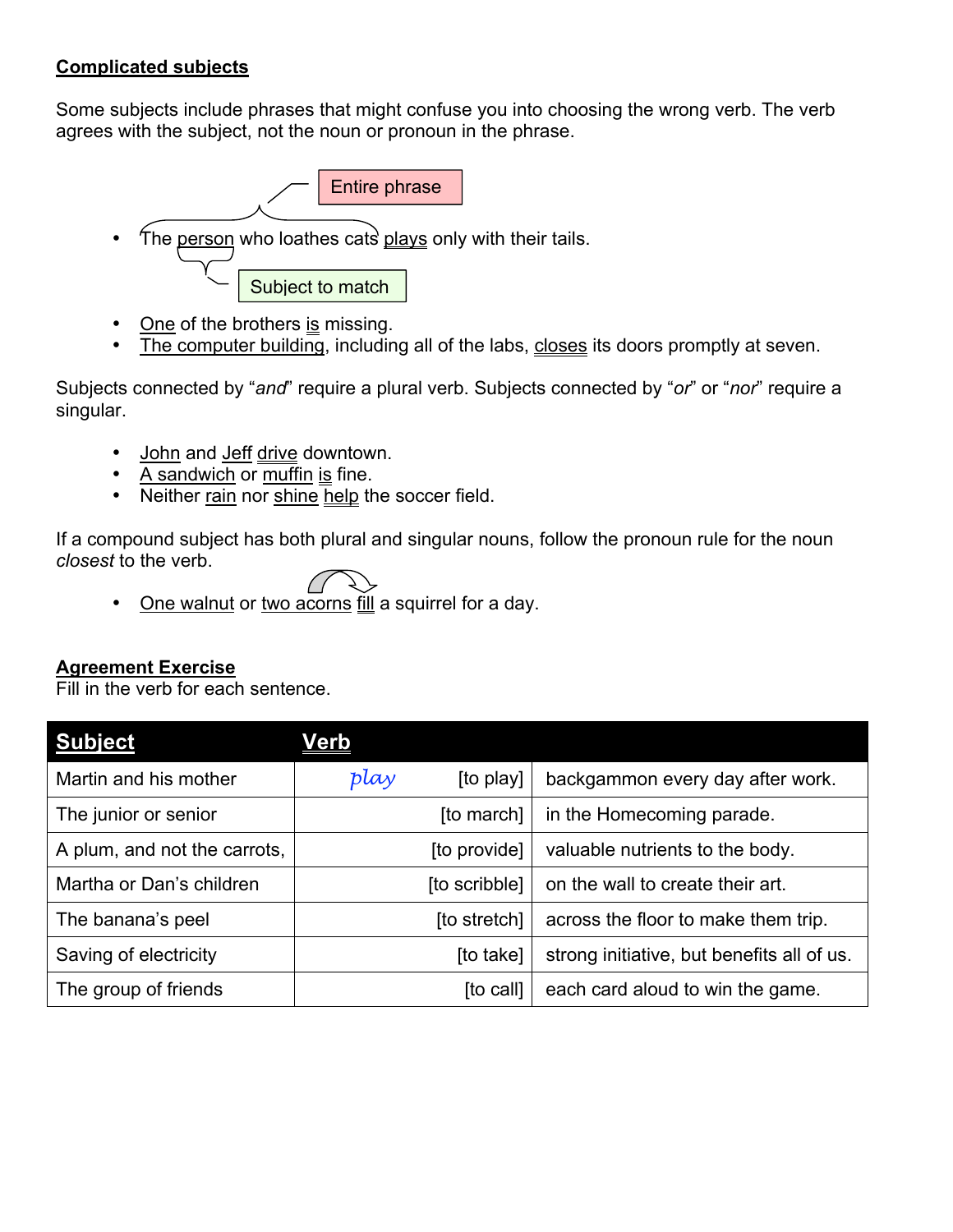## Complicated subjects

Some subjects include phrases that might confuse you into choosing the wrong verb. The verb agrees with the subject, not the noun or pronoun in the phrase.

Entire phrase

- The person who loathes cats plays only with their tails.

Subject to match

- One of the brothers is missing.
- The computer building, including all of the labs, closes its doors promptly at seven.

Subjects connected by "*and*" require a plural verb. Subjects connected by "*or*" or "*nor*" require a singular.

- John and Jeff drive downtown.
- A sandwich or muffin is fine.
- Neither rain nor shine help the soccer field.

If a compound subject has both plural and singular nouns, follow the pronoun rule for the noun *closest* to the verb.

- One walnut or two acorns fill a squirrel for a day.

## Agreement Exercise

Fill in the verb for each sentence.

| Subject | Verb | |
|---|---|---|
| Martin and his mother | *play* [to play] | backgammon every day after work. |
| The junior or senior | [to march] | in the Homecoming parade. |
| A plum, and not the carrots, | [to provide] | valuable nutrients to the body. |
| Martha or Dan's children | [to scribble] | on the wall to create their art. |
| The banana's peel | [to stretch] | across the floor to make them trip. |
| Saving of electricity | [to take] | strong initiative, but benefits all of us. |
| The group of friends | [to call] | each card aloud to win the game. |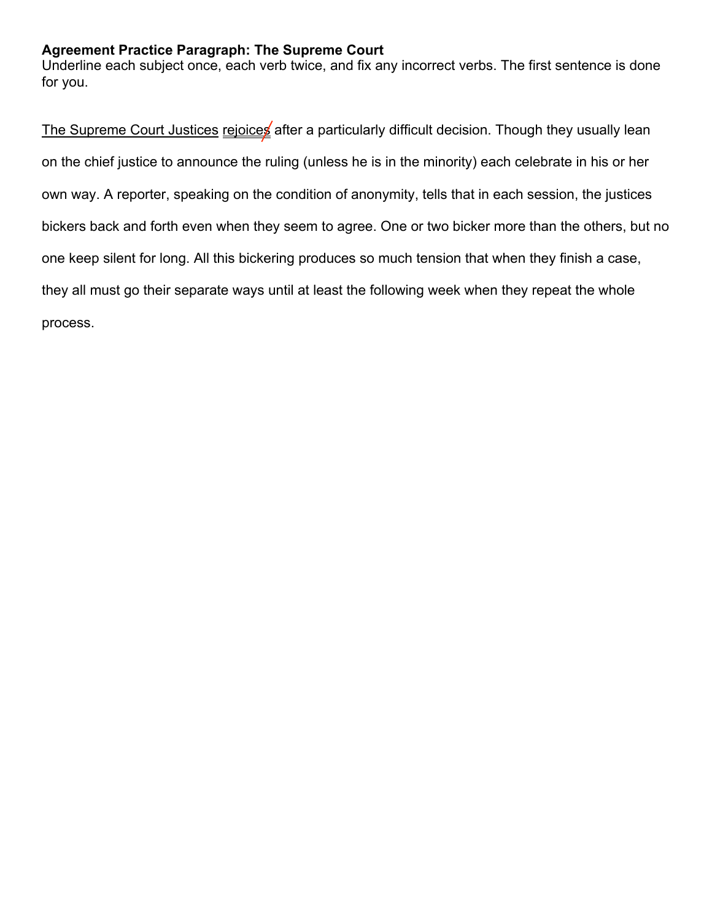**Agreement Practice Paragraph: The Supreme Court**
Underline each subject once, each verb twice, and fix any incorrect verbs. The first sentence is done for you.

The Supreme Court Justices rejoices after a particularly difficult decision. Though they usually lean on the chief justice to announce the ruling (unless he is in the minority) each celebrate in his or her own way. A reporter, speaking on the condition of anonymity, tells that in each session, the justices bickers back and forth even when they seem to agree. One or two bicker more than the others, but no one keep silent for long. All this bickering produces so much tension that when they finish a case, they all must go their separate ways until at least the following week when they repeat the whole process.